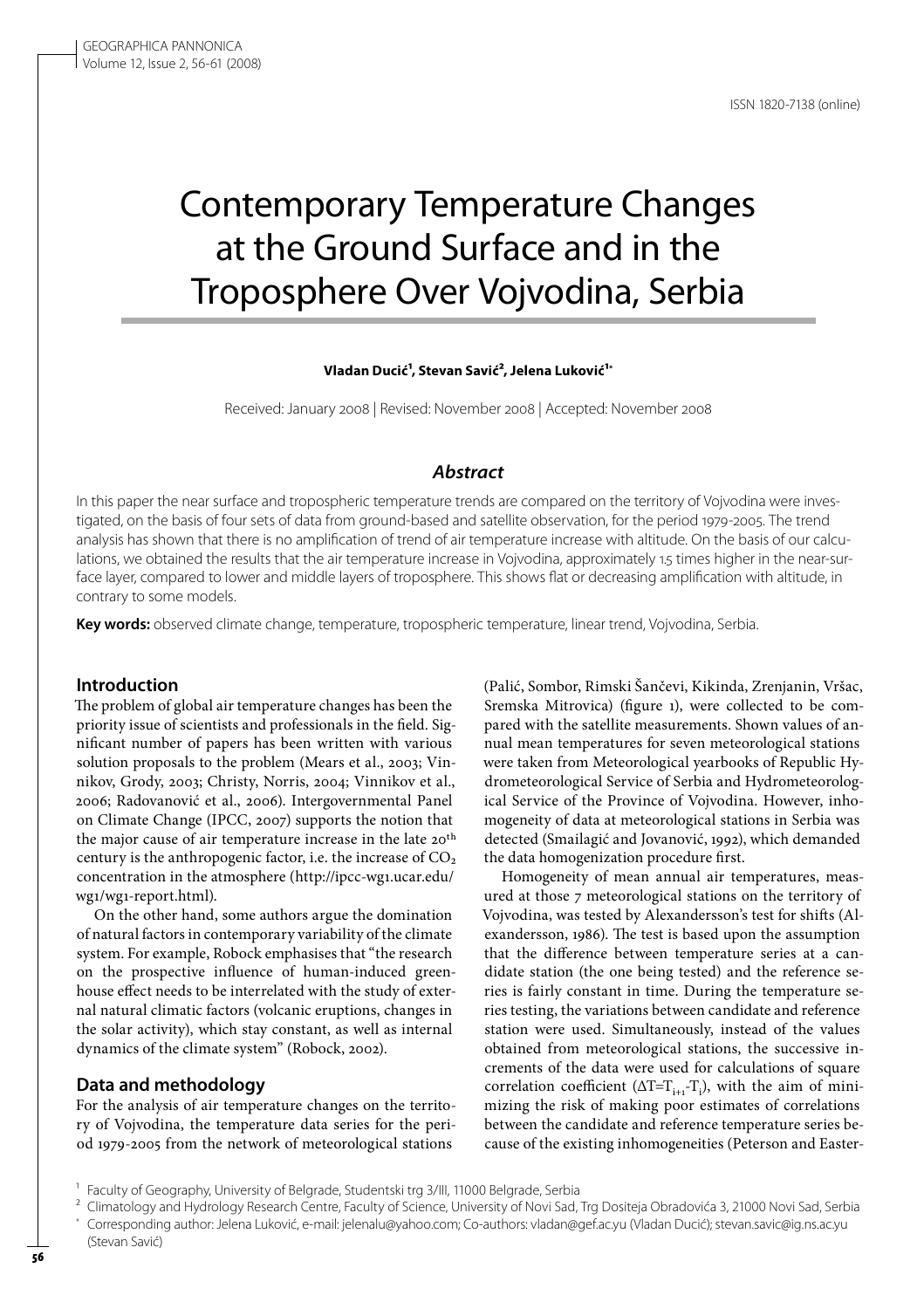ISSN 1820-7138 (online)

# Contemporary Temperature Changes at the Ground Surface and in the Troposphere Over Vojvodina, Serbia

**Vladan Ducić[1], Stevan Savić[2], Jelena Luković[1*]**

Received: January 2008 | Revised: November 2008 | Accepted: November 2008

## *Abstract*

In this paper the near surface and tropospheric temperature trends are compared on the territory of Vojvodina were investigated, on the basis of four sets of data from ground-based and satellite observation, for the period 1979-2005. The trend analysis has shown that there is no amplification of trend of air temperature increase with altitude. On the basis of our calculations, we obtained the results that the air temperature increase in Vojvodina, approximately 1.5 times higher in the near-surface layer, compared to lower and middle layers of troposphere. This shows flat or decreasing amplification with altitude, in contrary to some models.

**Key words:** observed climate change, temperature, tropospheric temperature, linear trend, Vojvodina, Serbia.

## Introduction

The problem of global air temperature changes has been the priority issue of scientists and professionals in the field. Significant number of papers has been written with various solution proposals to the problem (Mears et al., 2003; Vinnikov, Grody, 2003; Christy, Norris, 2004; Vinnikov et al., 2006; Radovanović et al., 2006). Intergovernmental Panel on Climate Change (IPCC, 2007) supports the notion that the major cause of air temperature increase in the late 20th century is the anthropogenic factor, i.e. the increase of $CO_2$ concentration in the atmosphere (http://ipcc-wg1.ucar.edu/wg1/wg1-report.html).

On the other hand, some authors argue the domination of natural factors in contemporary variability of the climate system. For example, Robock emphasises that "the research on the prospective influence of human-induced greenhouse effect needs to be interrelated with the study of external natural climatic factors (volcanic eruptions, changes in the solar activity), which stay constant, as well as internal dynamics of the climate system" (Robock, 2002).

## Data and methodology

For the analysis of air temperature changes on the territory of Vojvodina, the temperature data series for the period 1979-2005 from the network of meteorological stations (Palić, Sombor, Rimski Šančevi, Kikinda, Zrenjanin, Vršac, Sremska Mitrovica) (figure 1), were collected to be compared with the satellite measurements. Shown values of annual mean temperatures for seven meteorological stations were taken from Meteorological yearbooks of Republic Hydrometeorological Service of Serbia and Hydrometeorological Service of the Province of Vojvodina. However, inhomogeneity of data at meteorological stations in Serbia was detected (Smailagić and Jovanović, 1992), which demanded the data homogenization procedure first.

Homogeneity of mean annual air temperatures, measured at those 7 meteorological stations on the territory of Vojvodina, was tested by Alexandersson's test for shifts (Alexandersson, 1986). The test is based upon the assumption that the difference between temperature series at a candidate station (the one being tested) and the reference series is fairly constant in time. During the temperature series testing, the variations between candidate and reference station were used. Simultaneously, instead of the values obtained from meteorological stations, the successive increments of the data were used for calculations of square correlation coefficient ($\Delta T = T_{i+1} - T_i$), with the aim of minimizing the risk of making poor estimates of correlations between the candidate and reference temperature series because of the existing inhomogeneities (Peterson and Easter-

[1] Faculty of Geography, University of Belgrade, Studentski trg 3/III, 11000 Belgrade, Serbia
[2] Climatology and Hydrology Research Centre, Faculty of Science, University of Novi Sad, Trg Dositeja Obradovića 3, 21000 Novi Sad, Serbia
[*] Corresponding author: Jelena Luković, e-mail: jelenalu@yahoo.com; Co-authors: vladan@gef.ac.yu (Vladan Ducić); stevan.savic@ig.ns.ac.yu (Stevan Savić)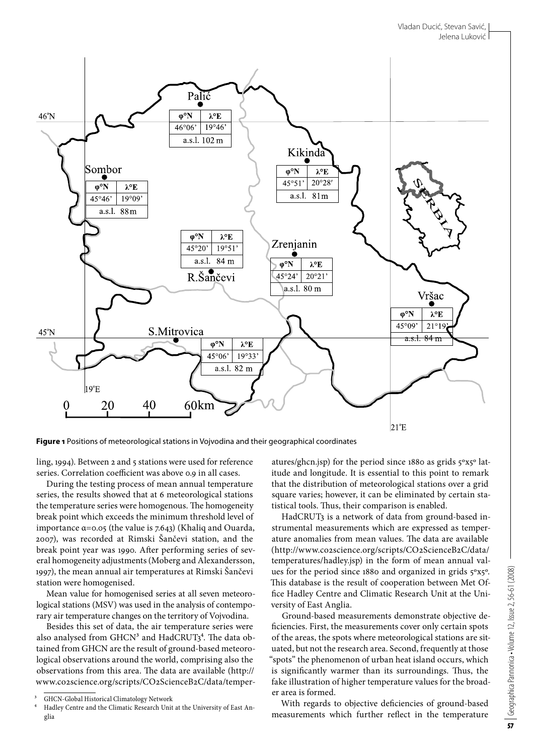**Figure 1** Positions of meteorological stations in Vojvodina and their geographical coordinates

ling, 1994). Between 2 and 5 stations were used for reference series. Correlation coefficient was above 0.9 in all cases.

During the testing process of mean annual temperature series, the results showed that at 6 meteorological stations the temperature series were homogenous. The homogeneity break point which exceeds the minimum threshold level of importance $\alpha=0.05$ (the value is 7.643) (Khaliq and Ouarda, 2007), was recorded at Rimski Šančevi station, and the break point year was 1990. After performing series of several homogeneity adjustments (Moberg and Alexandersson, 1997), the mean annual air temperatures at Rimski Šančevi station were homogenised.

Mean value for homogenised series at all seven meteorological stations (MSV) was used in the analysis of contemporary air temperature changes on the territory of Vojvodina.

Besides this set of data, the air temperature series were also analysed from GHCN[3] and HadCRUT3[4]. The data obtained from GHCN are the result of ground-based meteorological observations around the world, comprising also the observations from this area. The data are available (http://www.co2science.org/scripts/CO2ScienceB2C/data/temperatures/ghcn.jsp) for the period since 1880 as grids 5°x5° latitude and longitude. It is essential to this point to remark that the distribution of meteorological stations over a grid square varies; however, it can be eliminated by certain statistical tools. Thus, their comparison is enabled.

HadCRUT3 is a network of data from ground-based instrumental measurements which are expressed as temperature anomalies from mean values. The data are available (http://www.co2science.org/scripts/CO2ScienceB2C/data/temperatures/hadley.jsp) in the form of mean annual values for the period since 1880 and organized in grids 5°x5°. This database is the result of cooperation between Met Office Hadley Centre and Climatic Research Unit at the University of East Anglia.

Ground-based measurements demonstrate objective deficiencies. First, the measurements cover only certain spots of the areas, the spots where meteorological stations are situated, but not the research area. Second, frequently at those "spots" the phenomenon of urban heat island occurs, which is significantly warmer than its surroundings. Thus, the fake illustration of higher temperature values for the broader area is formed.

With regards to objective deficiencies of ground-based measurements which further reflect in the temperature

[3] GHCN-Global Historical Climatology Network

[4] Hadley Centre and the Climatic Research Unit at the University of East Anglia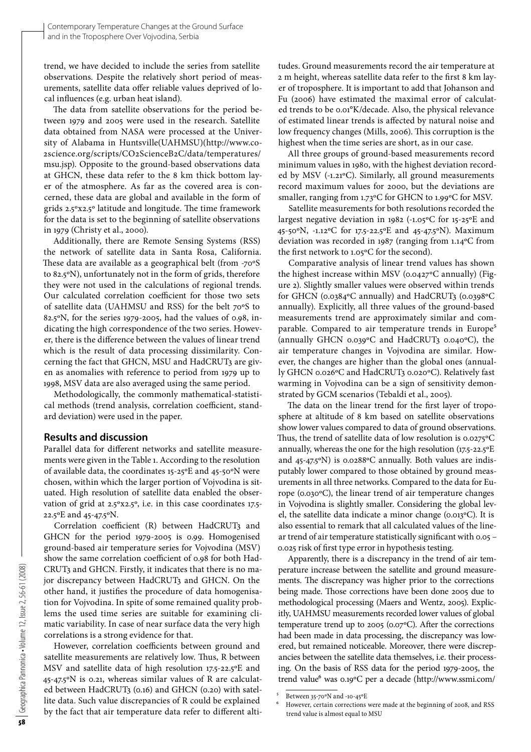trend, we have decided to include the series from satellite observations. Despite the relatively short period of measurements, satellite data offer reliable values deprived of local influences (e.g. urban heat island).

The data from satellite observations for the period between 1979 and 2005 were used in the research. Satellite data obtained from NASA were processed at the University of Alabama in Huntsville(UAHMSU)(http://www.co2science.org/scripts/CO2ScienceB2C/data/temperatures/msu.jsp). Opposite to the ground-based observations data at GHCN, these data refer to the 8 km thick bottom layer of the atmosphere. As far as the covered area is concerned, these data are global and available in the form of grids 2.5ºx2.5º latitude and longitude. The time framework for the data is set to the beginning of satellite observations in 1979 (Christy et al., 2000).

Additionally, there are Remote Sensing Systems (RSS) the network of satellite data in Santa Rosa, California. These data are available as a geographical belt (from -70ºS to 82.5ºN), unfortunately not in the form of grids, therefore they were not used in the calculations of regional trends. Our calculated correlation coefficient for those two sets of satellite data (UAHMSU and RSS) for the belt 70ºS to 82.5ºN, for the series 1979-2005, had the values of 0.98, indicating the high correspondence of the two series. However, there is the difference between the values of linear trend which is the result of data processing dissimilarity. Concerning the fact that GHCN, MSU and HadCRUT3 are given as anomalies with reference to period from 1979 up to 1998, MSV data are also averaged using the same period.

Methodologically, the commonly mathematical-statistical methods (trend analysis, correlation coefficient, standard deviation) were used in the paper.

## Results and discussion

Parallel data for different networks and satellite measurements were given in the Table 1. According to the resolution of available data, the coordinates 15-25ºE and 45-50ºN were chosen, within which the larger portion of Vojvodina is situated. High resolution of satellite data enabled the observation of grid at 2.5ºx2.5º, i.e. in this case coordinates 17.5-22.5ºE and 45-47.5ºN.

Correlation coefficient (R) between HadCRUT3 and GHCN for the period 1979-2005 is 0.99. Homogenised ground-based air temperature series for Vojvodina (MSV) show the same correlation coefficient of 0.98 for both HadCRUT3 and GHCN. Firstly, it indicates that there is no major discrepancy between HadCRUT3 and GHCN. On the other hand, it justifies the procedure of data homogenisation for Vojvodina. In spite of some remained quality problems the used time series are suitable for examining climatic variability. In case of near surface data the very high correlations is a strong evidence for that.

However, correlation coefficients between ground and satellite measurements are relatively low. Thus, R between MSV and satellite data of high resolution 17.5-22.5ºE and 45-47.5ºN is 0.21, whereas similar values of R are calculated between HadCRUT3 (0.16) and GHCN (0.20) with satellite data. Such value discrepancies of R could be explained by the fact that air temperature data refer to different altitudes. Ground measurements record the air temperature at 2 m height, whereas satellite data refer to the first 8 km layer of troposphere. It is important to add that Johanson and Fu (2006) have estimated the maximal error of calculated trends to be 0.01ºK/decade. Also, the physical relevance of estimated linear trends is affected by natural noise and low frequency changes (Mills, 2006). This corruption is the highest when the time series are short, as in our case.

All three groups of ground-based measurements record minimum values in 1980, with the highest deviation recorded by MSV (-1.21ºC). Similarly, all ground measurements record maximum values for 2000, but the deviations are smaller, ranging from 1.73ºC for GHCN to 1.99ºC for MSV.

Satellite measurements for both resolutions recorded the largest negative deviation in 1982 (-1.05ºC for 15-25ºE and 45-50ºN, -1.12ºC for 17.5-22.5ºE and 45-47.5ºN). Maximum deviation was recorded in 1987 (ranging from 1.14ºC from the first network to 1.05ºC for the second).

Comparative analysis of linear trend values has shown the highest increase within MSV (0.0427ºC annually) (Figure 2). Slightly smaller values were observed within trends for GHCN (0.0384ºC annually) and HadCRUT3 (0.0398ºC annually). Explicitly, all three values of the ground-based measurements trend are approximately similar and comparable. Compared to air temperature trends in Europe[5] (annually GHCN 0.039ºC and HadCRUT3 0.040ºC), the air temperature changes in Vojvodina are similar. However, the changes are higher than the global ones (annually GHCN 0.026ºC and HadCRUT3 0.020ºC). Relatively fast warming in Vojvodina can be a sign of sensitivity demonstrated by GCM scenarios (Tebaldi et al., 2005).

The data on the linear trend for the first layer of troposphere at altitude of 8 km based on satellite observations show lower values compared to data of ground observations. Thus, the trend of satellite data of low resolution is 0.0275ºC annually, whereas the one for the high resolution (17.5-22.5ºE and 45-47.5ºN) is 0.0288ºC annually. Both values are indisputably lower compared to those obtained by ground measurements in all three networks. Compared to the data for Europe (0.030ºC), the linear trend of air temperature changes in Vojvodina is slightly smaller. Considering the global level, the satellite data indicate a minor change (0.013ºC). It is also essential to remark that all calculated values of the linear trend of air temperature statistically significant with 0.05 – 0.025 risk of first type error in hypothesis testing.

Apparently, there is a discrepancy in the trend of air temperature increase between the satellite and ground measurements. The discrepancy was higher prior to the corrections being made. Those corrections have been done 2005 due to methodological processing (Maers and Wentz, 2005). Explicitly, UAHMSU measurements recorded lower values of global temperature trend up to 2005 (0.07ºC). After the corrections had been made in data processing, the discrepancy was lowered, but remained noticeable. Moreover, there were discrepancies between the satellite data themselves, i.e. their processing. On the basis of RSS data for the period 1979-2005, the trend value[6] was 0.19ºC per a decade (http://www.ssmi.com/

[5] Between 35-70ºN and -10-45ºE

[6] However, certain corrections were made at the beginning of 2008, and RSS trend value is almost equal to MSU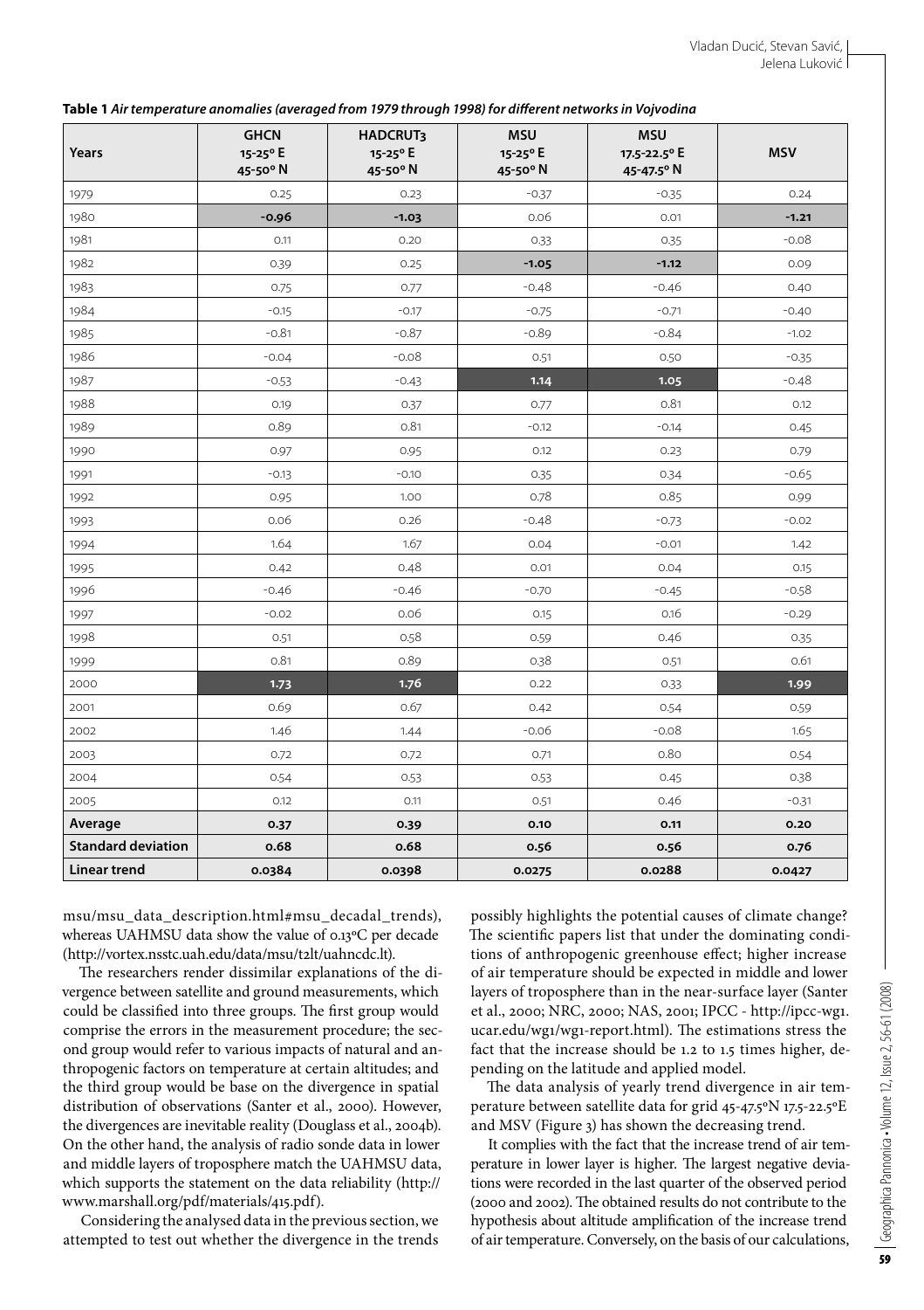**Table 1** *Air temperature anomalies (averaged from 1979 through 1998) for different networks in Vojvodina*

| Years | GHCN 15-25° E 45-50° N | HADCRUT3 15-25° E 45-50° N | MSU 15-25° E 45-50° N | MSU 17.5-22.5° E 45-47.5° N | MSV |
|---|---|---|---|---|---|
| 1979 | 0.25 | 0.23 | -0.37 | -0.35 | 0.24 |
| 1980 | **-0.96** | **-1.03** | 0.06 | 0.01 | **-1.21** |
| 1981 | 0.11 | 0.20 | 0.33 | 0.35 | -0.08 |
| 1982 | 0.39 | 0.25 | **-1.05** | **-1.12** | 0.09 |
| 1983 | 0.75 | 0.77 | -0.48 | -0.46 | 0.40 |
| 1984 | -0.15 | -0.17 | -0.75 | -0.71 | -0.40 |
| 1985 | -0.81 | -0.87 | -0.89 | -0.84 | -1.02 |
| 1986 | -0.04 | -0.08 | 0.51 | 0.50 | -0.35 |
| 1987 | -0.53 | -0.43 | **1.14** | **1.05** | -0.48 |
| 1988 | 0.19 | 0.37 | 0.77 | 0.81 | 0.12 |
| 1989 | 0.89 | 0.81 | -0.12 | -0.14 | 0.45 |
| 1990 | 0.97 | 0.95 | 0.12 | 0.23 | 0.79 |
| 1991 | -0.13 | -0.10 | 0.35 | 0.34 | -0.65 |
| 1992 | 0.95 | 1.00 | 0.78 | 0.85 | 0.99 |
| 1993 | 0.06 | 0.26 | -0.48 | -0.73 | -0.02 |
| 1994 | 1.64 | 1.67 | 0.04 | -0.01 | 1.42 |
| 1995 | 0.42 | 0.48 | 0.01 | 0.04 | 0.15 |
| 1996 | -0.46 | -0.46 | -0.70 | -0.45 | -0.58 |
| 1997 | -0.02 | 0.06 | 0.15 | 0.16 | -0.29 |
| 1998 | 0.51 | 0.58 | 0.59 | 0.46 | 0.35 |
| 1999 | 0.81 | 0.89 | 0.38 | 0.51 | 0.61 |
| 2000 | **1.73** | **1.76** | 0.22 | 0.33 | **1.99** |
| 2001 | 0.69 | 0.67 | 0.42 | 0.54 | 0.59 |
| 2002 | 1.46 | 1.44 | -0.06 | -0.08 | 1.65 |
| 2003 | 0.72 | 0.72 | 0.71 | 0.80 | 0.54 |
| 2004 | 0.54 | 0.53 | 0.53 | 0.45 | 0.38 |
| 2005 | 0.12 | 0.11 | 0.51 | 0.46 | -0.31 |
| **Average** | **0.37** | **0.39** | **0.10** | **0.11** | **0.20** |
| **Standard deviation** | **0.68** | **0.68** | **0.56** | **0.56** | **0.76** |
| **Linear trend** | **0.0384** | **0.0398** | **0.0275** | **0.0288** | **0.0427** |

msu/msu_data_description.html#msu_decadal_trends), whereas UAHMSU data show the value of 0.13°C per decade (http://vortex.nsstc.uah.edu/data/msu/t2lt/uahncdc.lt).

The researchers render dissimilar explanations of the divergence between satellite and ground measurements, which could be classified into three groups. The first group would comprise the errors in the measurement procedure; the second group would refer to various impacts of natural and anthropogenic factors on temperature at certain altitudes; and the third group would be base on the divergence in spatial distribution of observations (Santer et al., 2000). However, the divergences are inevitable reality (Douglass et al., 2004b). On the other hand, the analysis of radio sonde data in lower and middle layers of troposphere match the UAHMSU data, which supports the statement on the data reliability (http://www.marshall.org/pdf/materials/415.pdf).

Considering the analysed data in the previous section, we attempted to test out whether the divergence in the trends possibly highlights the potential causes of climate change? The scientific papers list that under the dominating conditions of anthropogenic greenhouse effect; higher increase of air temperature should be expected in middle and lower layers of troposphere than in the near-surface layer (Santer et al., 2000; NRC, 2000; NAS, 2001; IPCC - http://ipcc-wg1.ucar.edu/wg1/wg1-report.html). The estimations stress the fact that the increase should be 1.2 to 1.5 times higher, depending on the latitude and applied model.

The data analysis of yearly trend divergence in air temperature between satellite data for grid 45-47.5°N 17.5-22.5°E and MSV (Figure 3) has shown the decreasing trend.

It complies with the fact that the increase trend of air temperature in lower layer is higher. The largest negative deviations were recorded in the last quarter of the observed period (2000 and 2002). The obtained results do not contribute to the hypothesis about altitude amplification of the increase trend of air temperature. Conversely, on the basis of our calculations,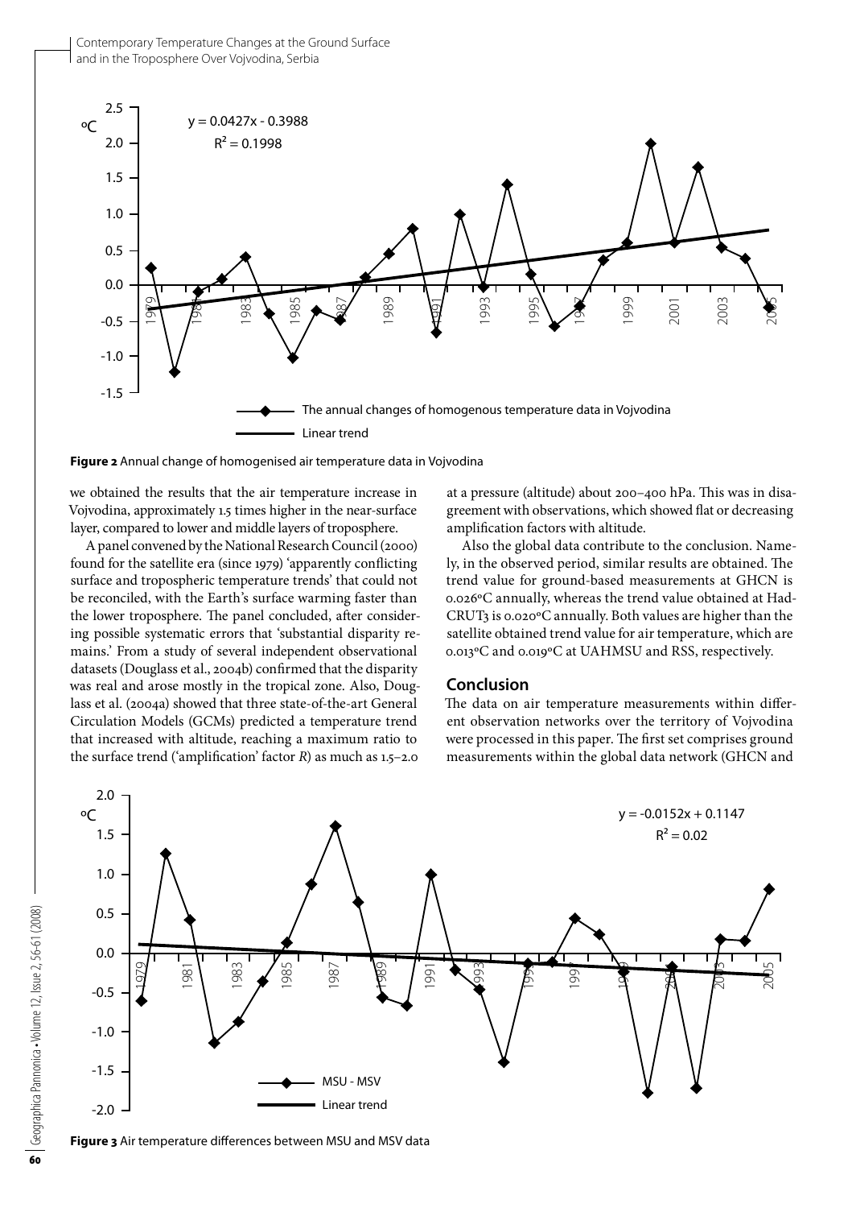**Figure 2** Annual change of homogenised air temperature data in Vojvodina

we obtained the results that the air temperature increase in Vojvodina, approximately 1.5 times higher in the near-surface layer, compared to lower and middle layers of troposphere.

A panel convened by the National Research Council (2000) found for the satellite era (since 1979) 'apparently conflicting surface and tropospheric temperature trends' that could not be reconciled, with the Earth's surface warming faster than the lower troposphere. The panel concluded, after considering possible systematic errors that 'substantial disparity remains.' From a study of several independent observational datasets (Douglass et al., 2004b) confirmed that the disparity was real and arose mostly in the tropical zone. Also, Douglass et al. (2004a) showed that three state-of-the-art General Circulation Models (GCMs) predicted a temperature trend that increased with altitude, reaching a maximum ratio to the surface trend ('amplification' factor *R*) as much as 1.5–2.0 at a pressure (altitude) about 200–400 hPa. This was in disagreement with observations, which showed flat or decreasing amplification factors with altitude.

Also the global data contribute to the conclusion. Namely, in the observed period, similar results are obtained. The trend value for ground-based measurements at GHCN is 0.026°C annually, whereas the trend value obtained at HadCRUT3 is 0.020°C annually. Both values are higher than the satellite obtained trend value for air temperature, which are 0.013°C and 0.019°C at UAHMSU and RSS, respectively.

## Conclusion

The data on air temperature measurements within different observation networks over the territory of Vojvodina were processed in this paper. The first set comprises ground measurements within the global data network (GHCN and

**Figure 3** Air temperature differences between MSU and MSV data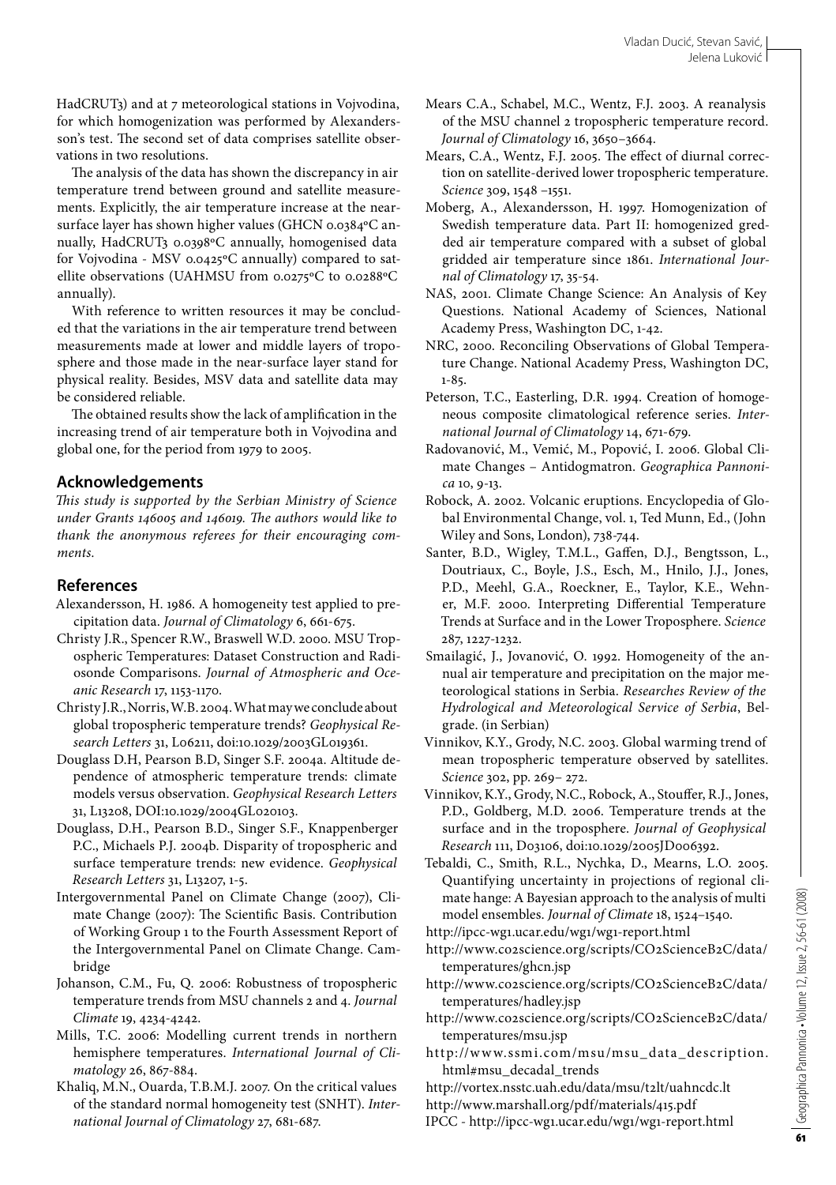HadCRUT3) and at 7 meteorological stations in Vojvodina, for which homogenization was performed by Alexandersson's test. The second set of data comprises satellite observations in two resolutions.

The analysis of the data has shown the discrepancy in air temperature trend between ground and satellite measurements. Explicitly, the air temperature increase at the near-surface layer has shown higher values (GHCN 0.0384ºC annually, HadCRUT3 0.0398ºC annually, homogenised data for Vojvodina - MSV 0.0425ºC annually) compared to satellite observations (UAHMSU from 0.0275ºC to 0.0288ºC annually).

With reference to written resources it may be concluded that the variations in the air temperature trend between measurements made at lower and middle layers of troposphere and those made in the near-surface layer stand for physical reality. Besides, MSV data and satellite data may be considered reliable.

The obtained results show the lack of amplification in the increasing trend of air temperature both in Vojvodina and global one, for the period from 1979 to 2005.

## Acknowledgements

*This study is supported by the Serbian Ministry of Science under Grants 146005 and 146019. The authors would like to thank the anonymous referees for their encouraging comments.*

## References

Alexandersson, H. 1986. A homogeneity test applied to precipitation data. *Journal of Climatology* 6, 661-675.

Christy J.R., Spencer R.W., Braswell W.D. 2000. MSU Tropospheric Temperatures: Dataset Construction and Radiosonde Comparisons. *Journal of Atmospheric and Oceanic Research* 17, 1153-1170.

Christy J.R., Norris, W.B. 2004. What may we conclude about global tropospheric temperature trends? *Geophysical Research Letters* 31, L06211, doi:10.1029/2003GL019361.

Douglass D.H, Pearson B.D, Singer S.F. 2004a. Altitude dependence of atmospheric temperature trends: climate models versus observation. *Geophysical Research Letters* 31, L13208, DOI:10.1029/2004GL020103.

Douglass, D.H., Pearson B.D., Singer S.F., Knappenberger P.C., Michaels P.J. 2004b. Disparity of tropospheric and surface temperature trends: new evidence. *Geophysical Research Letters* 31, L13207, 1-5.

Intergovernmental Panel on Climate Change (2007), Climate Change (2007): The Scientific Basis. Contribution of Working Group 1 to the Fourth Assessment Report of the Intergovernmental Panel on Climate Change. Cambridge

Johanson, C.M., Fu, Q. 2006: Robustness of tropospheric temperature trends from MSU channels 2 and 4. *Journal Climate* 19, 4234-4242.

Mills, T.C. 2006: Modelling current trends in northern hemisphere temperatures. *International Journal of Climatology* 26, 867-884.

Khaliq, M.N., Ouarda, T.B.M.J. 2007. On the critical values of the standard normal homogeneity test (SNHT). *International Journal of Climatology* 27, 681-687.

Mears C.A., Schabel, M.C., Wentz, F.J. 2003. A reanalysis of the MSU channel 2 tropospheric temperature record. *Journal of Climatology* 16, 3650–3664.

Mears, C.A., Wentz, F.J. 2005. The effect of diurnal correction on satellite-derived lower tropospheric temperature. *Science* 309, 1548 –1551.

Moberg, A., Alexandersson, H. 1997. Homogenization of Swedish temperature data. Part II: homogenized gredded air temperature compared with a subset of global gridded air temperature since 1861. *International Journal of Climatology* 17, 35-54.

NAS, 2001. Climate Change Science: An Analysis of Key Questions. National Academy of Sciences, National Academy Press, Washington DC, 1-42.

NRC, 2000. Reconciling Observations of Global Temperature Change. National Academy Press, Washington DC, 1-85.

Peterson, T.C., Easterling, D.R. 1994. Creation of homogeneous composite climatological reference series. *International Journal of Climatology* 14, 671-679.

Radovanović, M., Vemić, M., Popović, I. 2006. Global Climate Changes – Antidogmatron. *Geographica Pannonica* 10, 9-13.

Robock, A. 2002. Volcanic eruptions. Encyclopedia of Global Environmental Change, vol. 1, Ted Munn, Ed., (John Wiley and Sons, London), 738-744.

Santer, B.D., Wigley, T.M.L., Gaffen, D.J., Bengtsson, L., Doutriaux, C., Boyle, J.S., Esch, M., Hnilo, J.J., Jones, P.D., Meehl, G.A., Roeckner, E., Taylor, K.E., Wehner, M.F. 2000. Interpreting Differential Temperature Trends at Surface and in the Lower Troposphere. *Science* 287, 1227-1232.

Smailagić, J., Jovanović, O. 1992. Homogeneity of the annual air temperature and precipitation on the major meteorological stations in Serbia. *Researches Review of the Hydrological and Meteorological Service of Serbia*, Belgrade. (in Serbian)

Vinnikov, K.Y., Grody, N.C. 2003. Global warming trend of mean tropospheric temperature observed by satellites. *Science* 302, pp. 269– 272.

Vinnikov, K.Y., Grody, N.C., Robock, A., Stouffer, R.J., Jones, P.D., Goldberg, M.D. 2006. Temperature trends at the surface and in the troposphere. *Journal of Geophysical Research* 111, D03106, doi:10.1029/2005JD006392.

Tebaldi, C., Smith, R.L., Nychka, D., Mearns, L.O. 2005. Quantifying uncertainty in projections of regional climate hange: A Bayesian approach to the analysis of multi model ensembles. *Journal of Climate* 18, 1524–1540.

http://ipcc-wg1.ucar.edu/wg1/wg1-report.html

http://www.co2science.org/scripts/CO2ScienceB2C/data/temperatures/ghcn.jsp

http://www.co2science.org/scripts/CO2ScienceB2C/data/temperatures/hadley.jsp

http://www.co2science.org/scripts/CO2ScienceB2C/data/temperatures/msu.jsp

http://www.ssmi.com/msu/msu_data_description.html#msu_decadal_trends

http://vortex.nsstc.uah.edu/data/msu/t2lt/uahncdc.lt

http://www.marshall.org/pdf/materials/415.pdf

IPCC - http://ipcc-wg1.ucar.edu/wg1/wg1-report.html